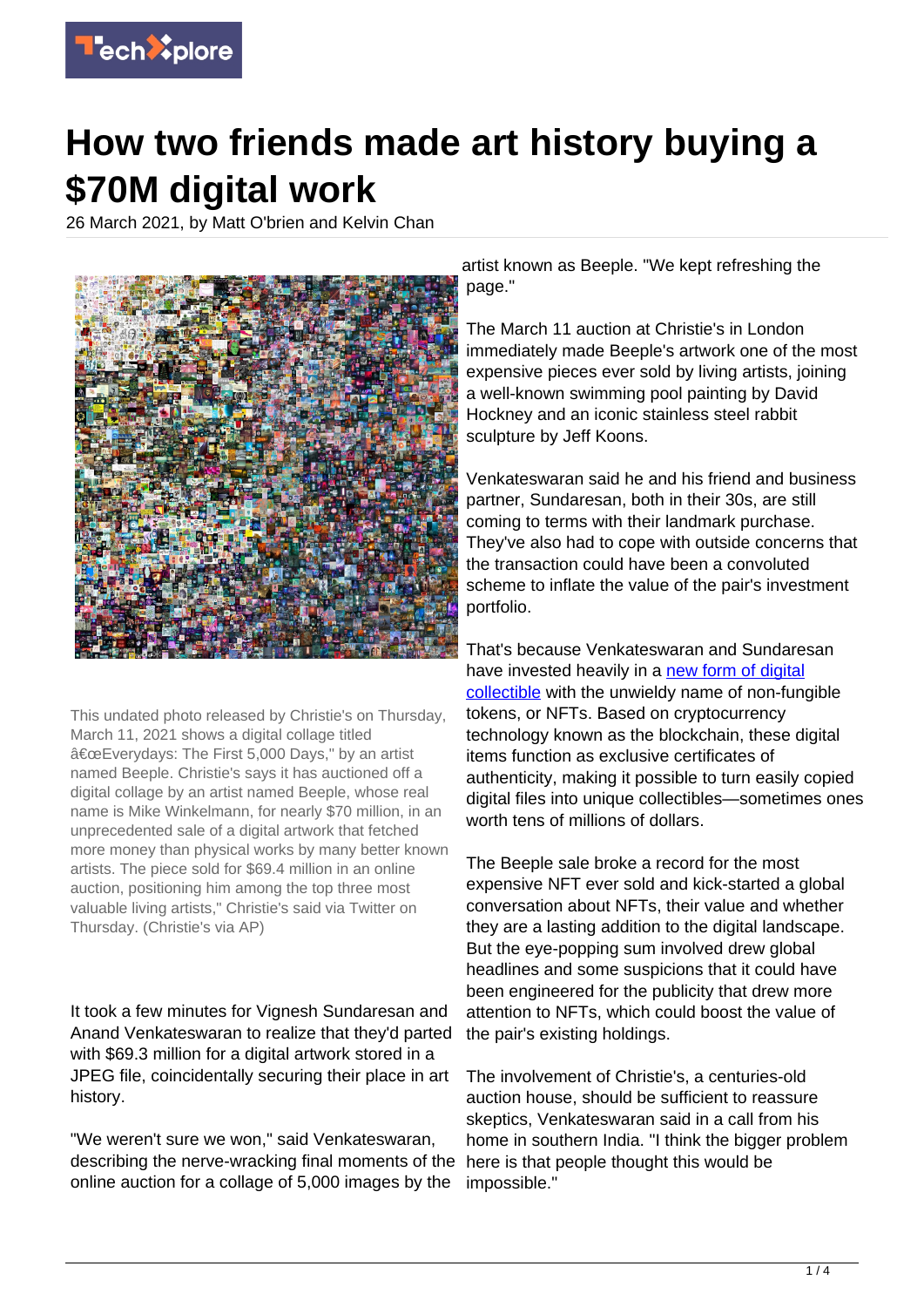# How two friends made art history buying a $70M digital work

26 March 2021, by Matt O'brien and Kelvin Chan

This undated photo released by Christie's on Thursday, March 11, 2021 shows a digital collage titled â€œEverydays: The First 5,000 Days," by an artist named Beeple. Christie's says it has auctioned off a digital collage by an artist named Beeple, whose real name is Mike Winkelmann, for nearly $70 million, in an unprecedented sale of a digital artwork that fetched more money than physical works by many better known artists. The piece sold for $69.4 million in an online auction, positioning him among the top three most valuable living artists," Christie's said via Twitter on Thursday. (Christie's via AP)

It took a few minutes for Vignesh Sundaresan and Anand Venkateswaran to realize that they'd parted with $69.3 million for a digital artwork stored in a JPEG file, coincidentally securing their place in art history.

"We weren't sure we won," said Venkateswaran, describing the nerve-wracking final moments of the online auction for a collage of 5,000 images by the artist known as Beeple. "We kept refreshing the page."

The March 11 auction at Christie's in London immediately made Beeple's artwork one of the most expensive pieces ever sold by living artists, joining a well-known swimming pool painting by David Hockney and an iconic stainless steel rabbit sculpture by Jeff Koons.

Venkateswaran said he and his friend and business partner, Sundaresan, both in their 30s, are still coming to terms with their landmark purchase. They've also had to cope with outside concerns that the transaction could have been a convoluted scheme to inflate the value of the pair's investment portfolio.

That's because Venkateswaran and Sundaresan have invested heavily in a new form of digital collectible with the unwieldy name of non-fungible tokens, or NFTs. Based on cryptocurrency technology known as the blockchain, these digital items function as exclusive certificates of authenticity, making it possible to turn easily copied digital files into unique collectibles—sometimes ones worth tens of millions of dollars.

The Beeple sale broke a record for the most expensive NFT ever sold and kick-started a global conversation about NFTs, their value and whether they are a lasting addition to the digital landscape. But the eye-popping sum involved drew global headlines and some suspicions that it could have been engineered for the publicity that drew more attention to NFTs, which could boost the value of the pair's existing holdings.

The involvement of Christie's, a centuries-old auction house, should be sufficient to reassure skeptics, Venkateswaran said in a call from his home in southern India. "I think the bigger problem here is that people thought this would be impossible."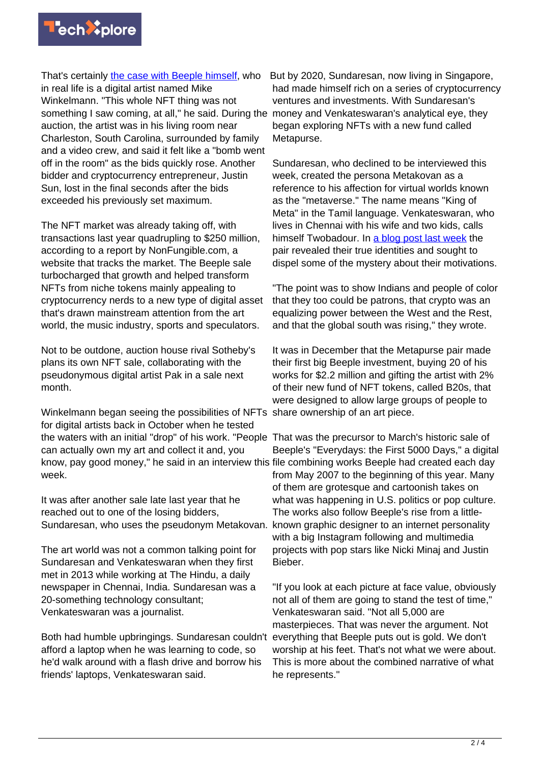That's certainly [the case with Beeple himself](https://techxplore.com/news/2021-03-beeple-christie-nft-digital-asset.html), who in real life is a digital artist named Mike Winkelmann. "This whole NFT thing was not something I saw coming, at all," he said. During the auction, the artist was in his living room near Charleston, South Carolina, surrounded by family and a video crew, and said it felt like a "bomb went off in the room" as the bids quickly rose. Another bidder and cryptocurrency entrepreneur, Justin Sun, lost in the final seconds after the bids exceeded his previously set maximum.

The NFT market was already taking off, with transactions last year quadrupling to $250 million, according to a report by NonFungible.com, a website that tracks the market. The Beeple sale turbocharged that growth and helped transform NFTs from niche tokens mainly appealing to cryptocurrency nerds to a new type of digital asset that's drawn mainstream attention from the art world, the music industry, sports and speculators.

Not to be outdone, auction house rival Sotheby's plans its own NFT sale, collaborating with the pseudonymous digital artist Pak in a sale next month.

Winkelmann began seeing the possibilities of NFTs for digital artists back in October when he tested the waters with an initial "drop" of his work. "People can actually own my art and collect it and, you know, pay good money," he said in an interview this week.

It was after another sale late last year that he reached out to one of the losing bidders, Sundaresan, who uses the pseudonym Metakovan.

The art world was not a common talking point for Sundaresan and Venkateswaran when they first met in 2013 while working at The Hindu, a daily newspaper in Chennai, India. Sundaresan was a 20-something technology consultant; Venkateswaran was a journalist.

Both had humble upbringings. Sundaresan couldn't afford a laptop when he was learning to code, so he'd walk around with a flash drive and borrow his friends' laptops, Venkateswaran said.

But by 2020, Sundaresan, now living in Singapore, had made himself rich on a series of cryptocurrency ventures and investments. With Sundaresan's money and Venkateswaran's analytical eye, they began exploring NFTs with a new fund called Metapurse.

Sundaresan, who declined to be interviewed this week, created the persona Metakovan as a reference to his affection for virtual worlds known as the "metaverse." The name means "King of Meta" in the Tamil language. Venkateswaran, who lives in Chennai with his wife and two kids, calls himself Twobadour. In [a blog post last week](https://metapurser.substack.com/p/the-meaning-of-metapurse-the-first) the pair revealed their true identities and sought to dispel some of the mystery about their motivations.

"The point was to show Indians and people of color that they too could be patrons, that crypto was an equalizing power between the West and the Rest, and that the global south was rising," they wrote.

It was in December that the Metapurse pair made their first big Beeple investment, buying 20 of his works for $2.2 million and gifting the artist with 2% of their new fund of NFT tokens, called B20s, that were designed to allow large groups of people to share ownership of an art piece.

That was the precursor to March's historic sale of Beeple's "Everydays: the First 5000 Days," a digital file combining works Beeple had created each day from May 2007 to the beginning of this year. Many of them are grotesque and cartoonish takes on what was happening in U.S. politics or pop culture. The works also follow Beeple's rise from a little-known graphic designer to an internet personality with a big Instagram following and multimedia projects with pop stars like Nicki Minaj and Justin Bieber.

"If you look at each picture at face value, obviously not all of them are going to stand the test of time," Venkateswaran said. "Not all 5,000 are masterpieces. That was never the argument. Not everything that Beeple puts out is gold. We don't worship at his feet. That's not what we were about. This is more about the combined narrative of what he represents."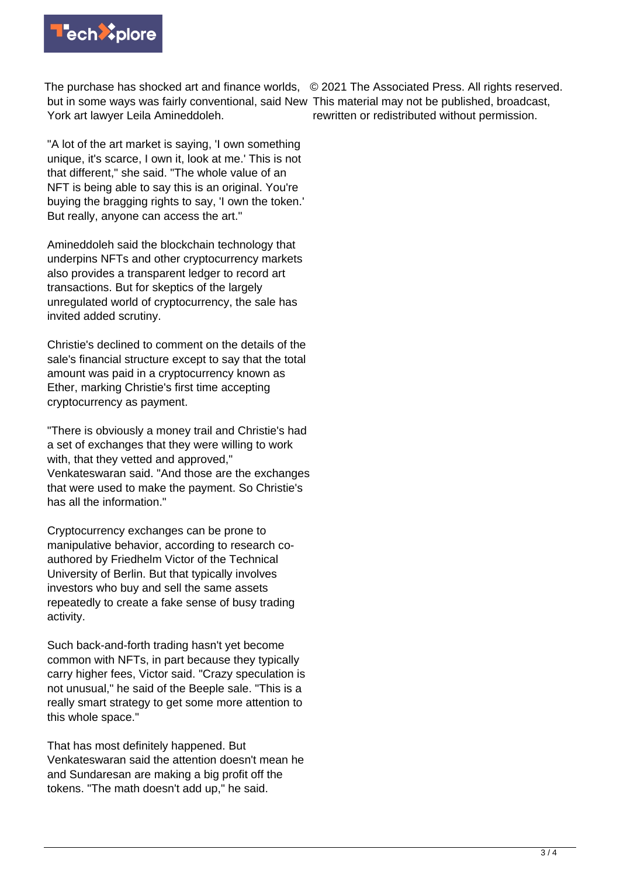The purchase has shocked art and finance worlds, but in some ways was fairly conventional, said New York art lawyer Leila Amineddoleh.

"A lot of the art market is saying, 'I own something unique, it's scarce, I own it, look at me.' This is not that different," she said. "The whole value of an NFT is being able to say this is an original. You're buying the bragging rights to say, 'I own the token.' But really, anyone can access the art."

Amineddoleh said the blockchain technology that underpins NFTs and other cryptocurrency markets also provides a transparent ledger to record art transactions. But for skeptics of the largely unregulated world of cryptocurrency, the sale has invited added scrutiny.

Christie's declined to comment on the details of the sale's financial structure except to say that the total amount was paid in a cryptocurrency known as Ether, marking Christie's first time accepting cryptocurrency as payment.

"There is obviously a money trail and Christie's had a set of exchanges that they were willing to work with, that they vetted and approved," Venkateswaran said. "And those are the exchanges that were used to make the payment. So Christie's has all the information."

Cryptocurrency exchanges can be prone to manipulative behavior, according to research co-authored by Friedhelm Victor of the Technical University of Berlin. But that typically involves investors who buy and sell the same assets repeatedly to create a fake sense of busy trading activity.

Such back-and-forth trading hasn't yet become common with NFTs, in part because they typically carry higher fees, Victor said. "Crazy speculation is not unusual," he said of the Beeple sale. "This is a really smart strategy to get some more attention to this whole space."

That has most definitely happened. But Venkateswaran said the attention doesn't mean he and Sundaresan are making a big profit off the tokens. "The math doesn't add up," he said.

© 2021 The Associated Press. All rights reserved. This material may not be published, broadcast, rewritten or redistributed without permission.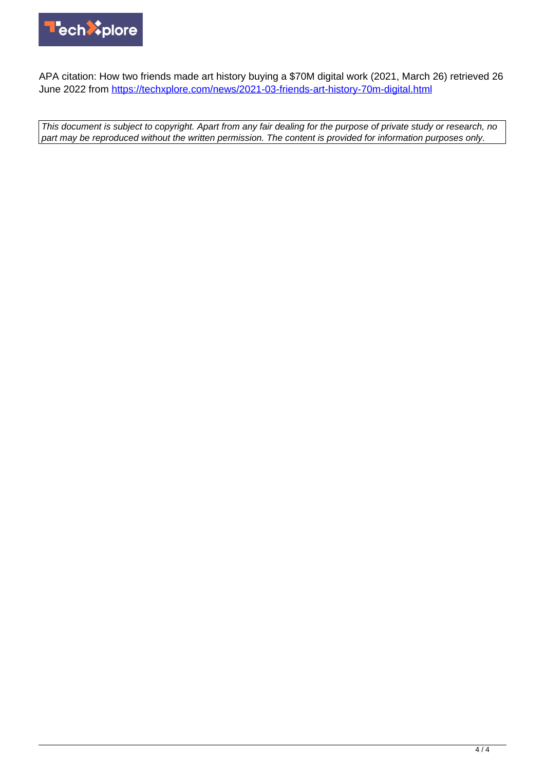APA citation: How two friends made art history buying a $70M digital work (2021, March 26) retrieved 26 June 2022 from https://techxplore.com/news/2021-03-friends-art-history-70m-digital.html

*This document is subject to copyright. Apart from any fair dealing for the purpose of private study or research, no part may be reproduced without the written permission. The content is provided for information purposes only.*